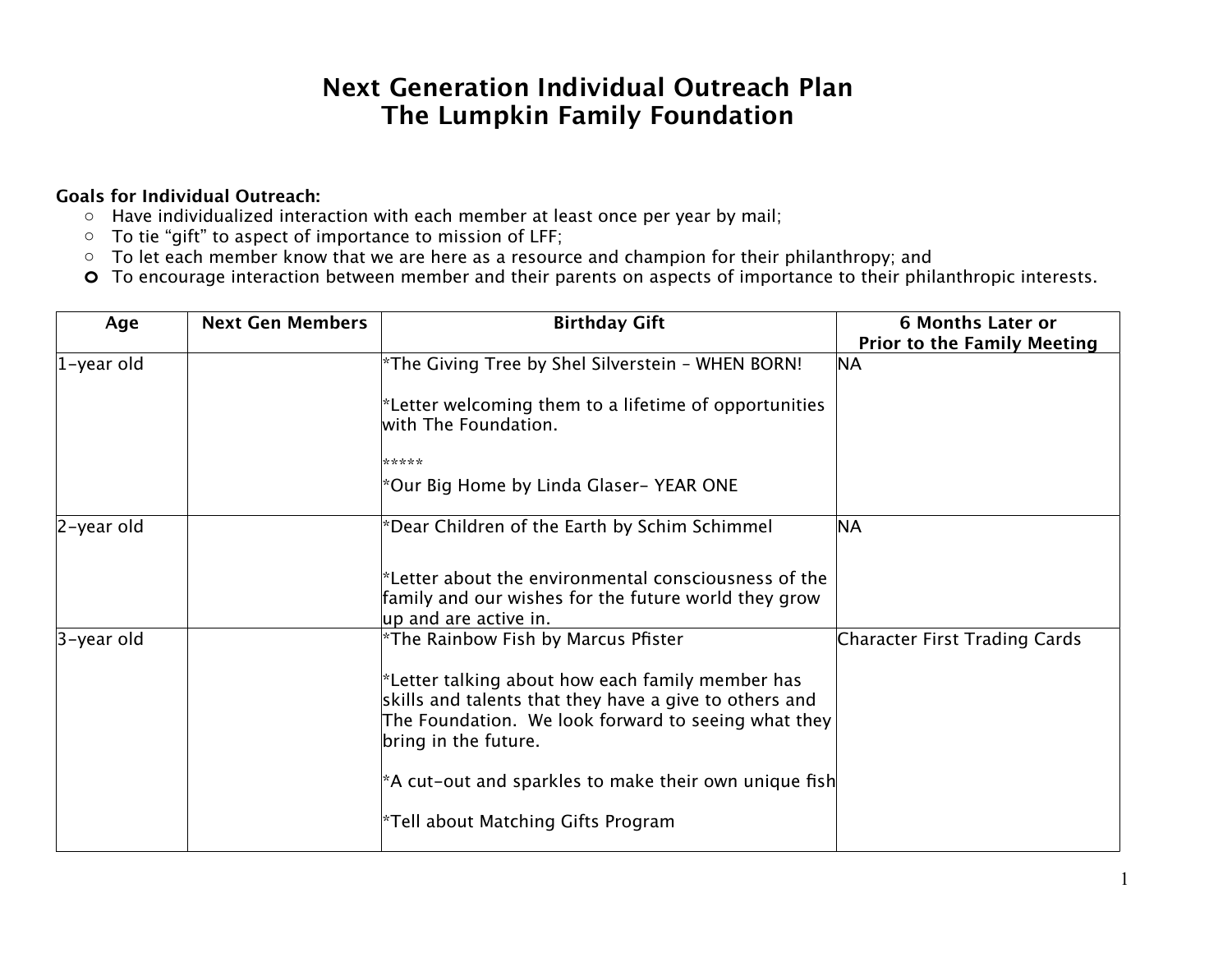# Next Generation Individual Outreach Plan
# The Lumpkin Family Foundation

**Goals for Individual Outreach:**

- Have individualized interaction with each member at least once per year by mail;
- To tie "gift" to aspect of importance to mission of LFF;
- To let each member know that we are here as a resource and champion for their philanthropy; and
- To encourage interaction between member and their parents on aspects of importance to their philanthropic interests.

| Age | Next Gen Members | Birthday Gift | 6 Months Later or Prior to the Family Meeting |
|---|---|---|---|
| 1-year old | | *The Giving Tree by Shel Silverstein – WHEN BORN!<br><br>*Letter welcoming them to a lifetime of opportunities with The Foundation.<br><br>*****<br>*Our Big Home by Linda Glaser- YEAR ONE | NA |
| 2-year old | | *Dear Children of the Earth by Schim Schimmel<br><br>*Letter about the environmental consciousness of the family and our wishes for the future world they grow up and are active in. | NA |
| 3-year old | | *The Rainbow Fish by Marcus Pfister<br><br>*Letter talking about how each family member has skills and talents that they have a give to others and The Foundation. We look forward to seeing what they bring in the future.<br><br>*A cut-out and sparkles to make their own unique fish<br><br>*Tell about Matching Gifts Program | Character First Trading Cards |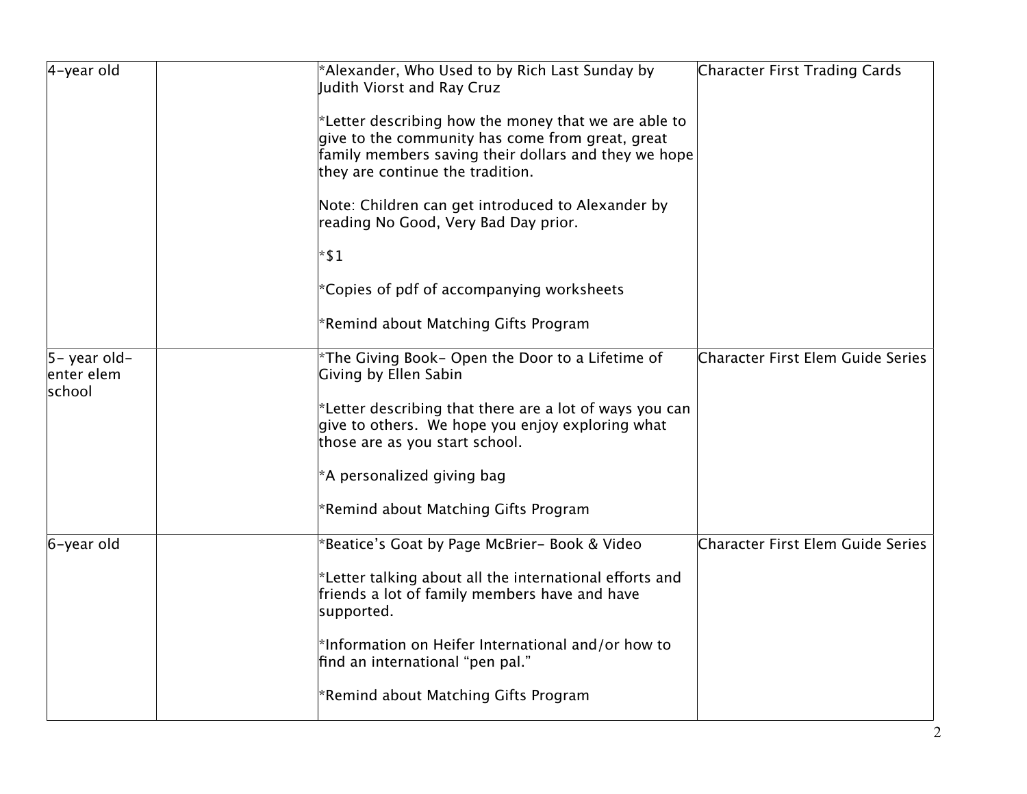| | | | |
|---|---|---|---|
| 4-year old | | *Alexander, Who Used to by Rich Last Sunday by Judith Viorst and Ray Cruz<br><br>*Letter describing how the money that we are able to give to the community has come from great, great family members saving their dollars and they we hope they are continue the tradition.<br><br>Note: Children can get introduced to Alexander by reading No Good, Very Bad Day prior.<br><br>*$1<br><br>*Copies of pdf of accompanying worksheets<br><br>*Remind about Matching Gifts Program | Character First Trading Cards |
| 5- year old- enter elem school | | *The Giving Book- Open the Door to a Lifetime of Giving by Ellen Sabin<br><br>*Letter describing that there are a lot of ways you can give to others. We hope you enjoy exploring what those are as you start school.<br><br>*A personalized giving bag<br><br>*Remind about Matching Gifts Program | Character First Elem Guide Series |
| 6-year old | | *Beatice's Goat by Page McBrier- Book & Video<br><br>*Letter talking about all the international efforts and friends a lot of family members have and have supported.<br><br>*Information on Heifer International and/or how to find an international "pen pal."<br><br>*Remind about Matching Gifts Program | Character First Elem Guide Series |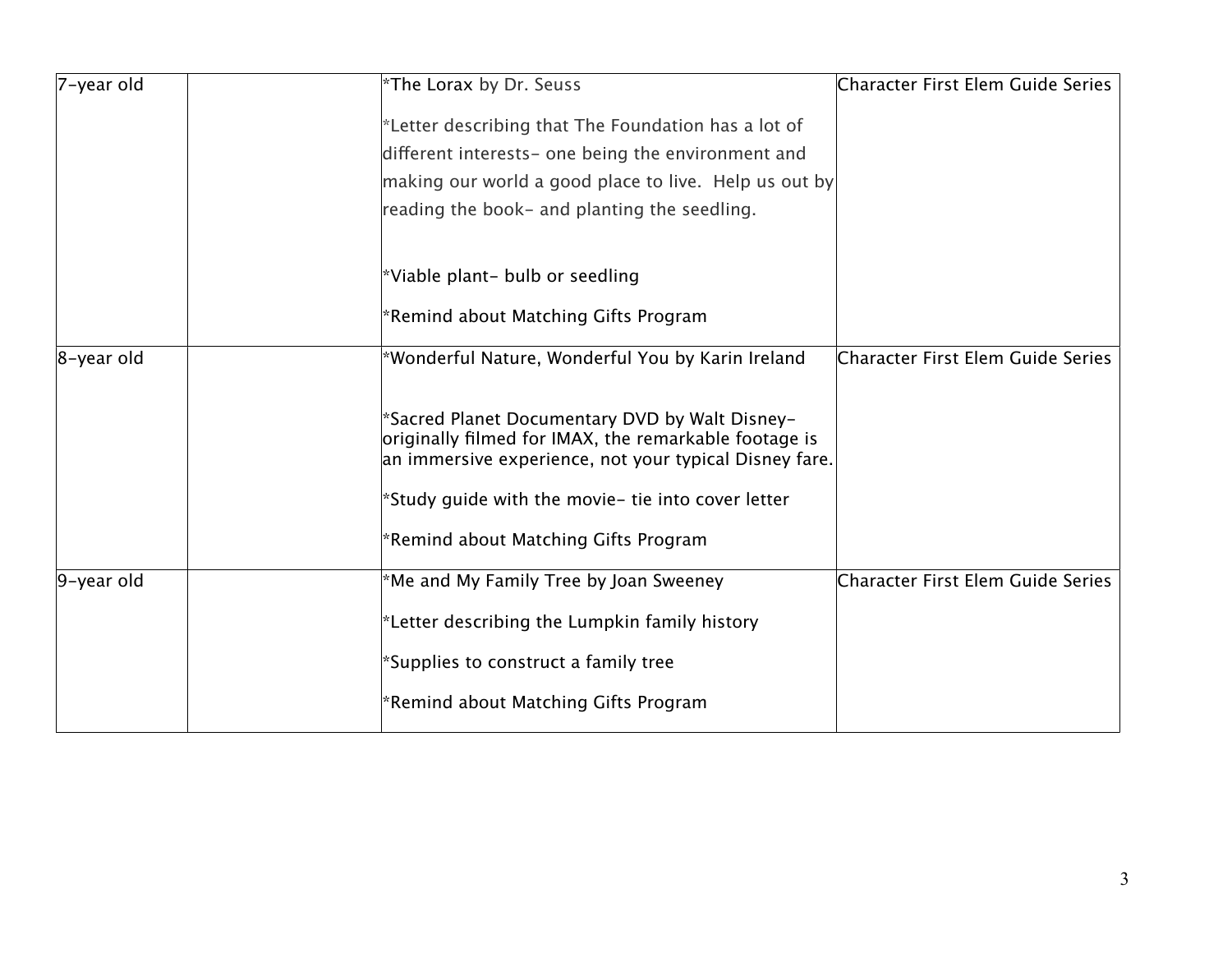| | | | |
|---|---|---|---|
| 7-year old | | *The Lorax by Dr. Seuss<br><br>*Letter describing that The Foundation has a lot of different interests- one being the environment and making our world a good place to live. Help us out by reading the book- and planting the seedling.<br><br>*Viable plant- bulb or seedling<br><br>*Remind about Matching Gifts Program | Character First Elem Guide Series |
| 8-year old | | *Wonderful Nature, Wonderful You by Karin Ireland<br><br>*Sacred Planet Documentary DVD by Walt Disney- originally filmed for IMAX, the remarkable footage is an immersive experience, not your typical Disney fare.<br><br>*Study guide with the movie- tie into cover letter<br><br>*Remind about Matching Gifts Program | Character First Elem Guide Series |
| 9-year old | | *Me and My Family Tree by Joan Sweeney<br><br>*Letter describing the Lumpkin family history<br><br>*Supplies to construct a family tree<br><br>*Remind about Matching Gifts Program | Character First Elem Guide Series |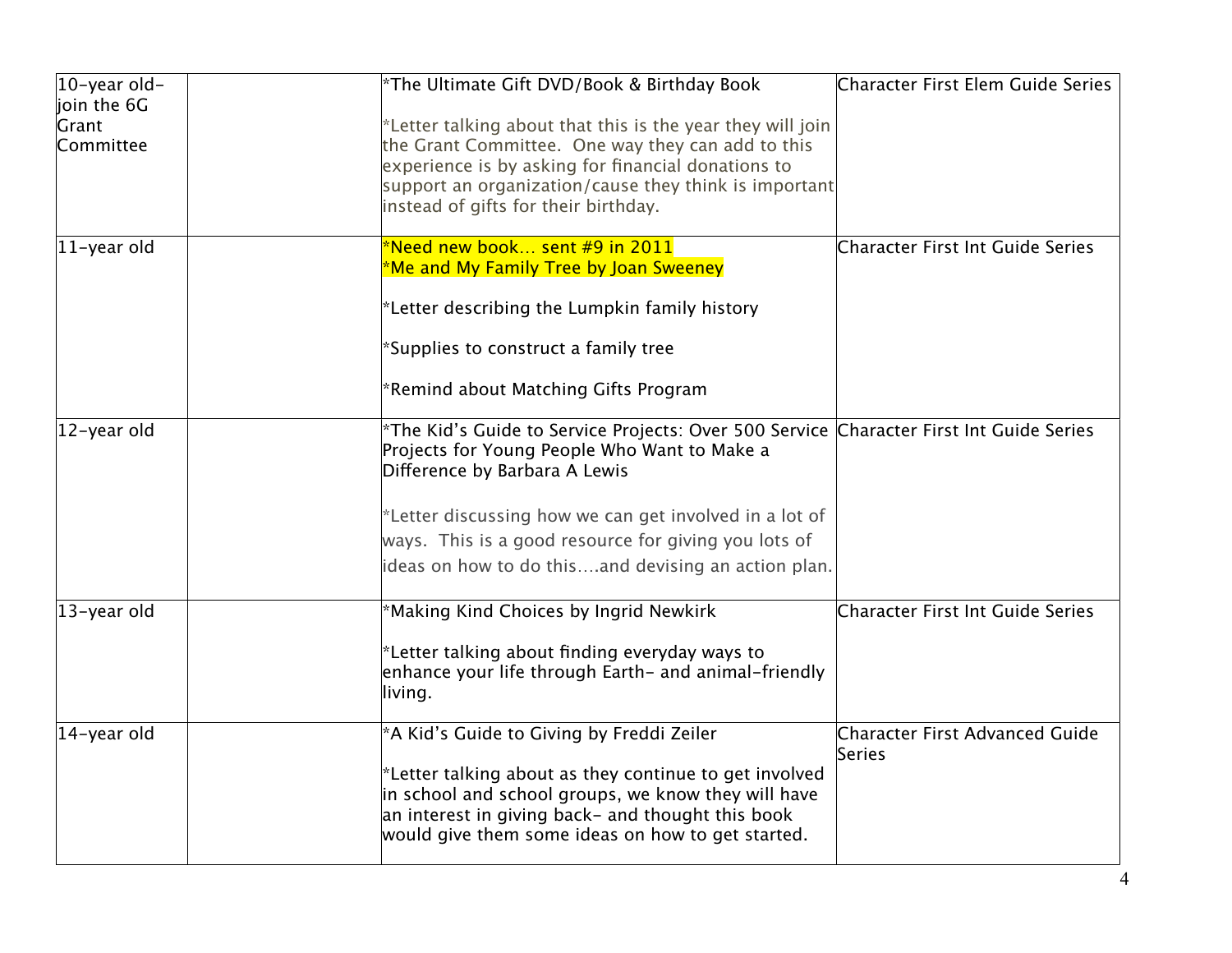| | | | |
|---|---|---|---|
| 10-year old- join the 6G Grant Committee | | *The Ultimate Gift DVD/Book & Birthday Book<br><br>*Letter talking about that this is the year they will join the Grant Committee. One way they can add to this experience is by asking for financial donations to support an organization/cause they think is important instead of gifts for their birthday. | Character First Elem Guide Series |
| 11-year old | | *Need new book… sent #9 in 2011<br>*Me and My Family Tree by Joan Sweeney<br><br>*Letter describing the Lumpkin family history<br><br>*Supplies to construct a family tree<br><br>*Remind about Matching Gifts Program | Character First Int Guide Series |
| 12-year old | | *The Kid's Guide to Service Projects: Over 500 Service Projects for Young People Who Want to Make a Difference by Barbara A Lewis<br><br>*Letter discussing how we can get involved in a lot of ways. This is a good resource for giving you lots of ideas on how to do this….and devising an action plan. | Character First Int Guide Series |
| 13-year old | | *Making Kind Choices by Ingrid Newkirk<br><br>*Letter talking about finding everyday ways to enhance your life through Earth- and animal-friendly living. | Character First Int Guide Series |
| 14-year old | | *A Kid's Guide to Giving by Freddi Zeiler<br><br>*Letter talking about as they continue to get involved in school and school groups, we know they will have an interest in giving back- and thought this book would give them some ideas on how to get started. | Character First Advanced Guide Series |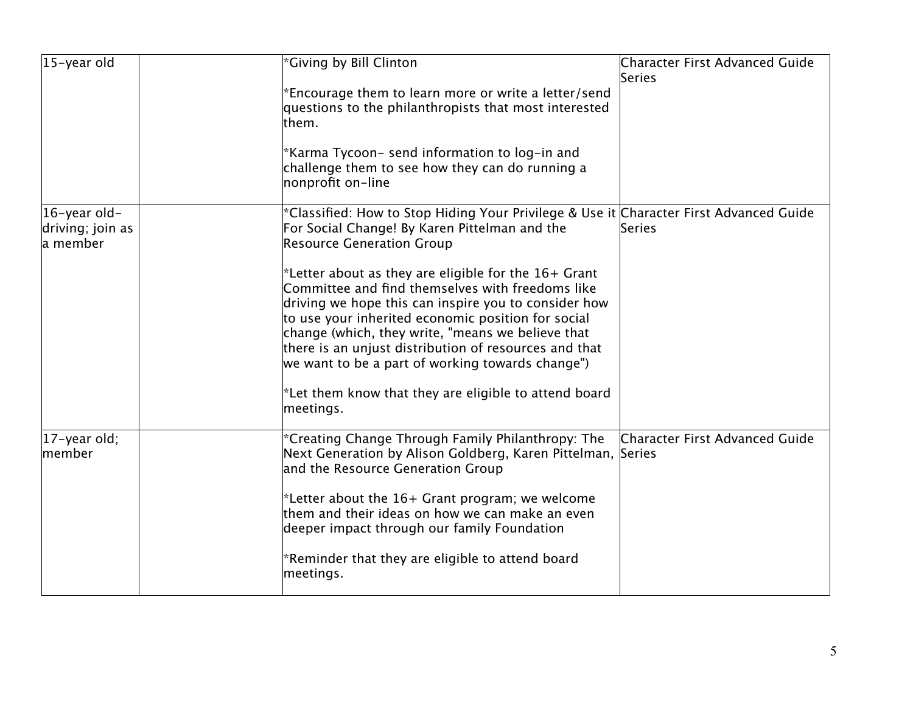| | | | |
|---|---|---|---|
| 15-year old | | *Giving by Bill Clinton<br><br>*Encourage them to learn more or write a letter/send questions to the philanthropists that most interested them.<br><br>*Karma Tycoon- send information to log-in and challenge them to see how they can do running a nonprofit on-line | Character First Advanced Guide Series |
| 16-year old-driving; join as a member | | *Classified: How to Stop Hiding Your Privilege & Use it For Social Change! By Karen Pittelman and the Resource Generation Group<br><br>*Letter about as they are eligible for the 16+ Grant Committee and find themselves with freedoms like driving we hope this can inspire you to consider how to use your inherited economic position for social change (which, they write, "means we believe that there is an unjust distribution of resources and that we want to be a part of working towards change")<br><br>*Let them know that they are eligible to attend board meetings. | Character First Advanced Guide Series |
| 17-year old; member | | *Creating Change Through Family Philanthropy: The Next Generation by Alison Goldberg, Karen Pittelman, and the Resource Generation Group<br><br>*Letter about the 16+ Grant program; we welcome them and their ideas on how we can make an even deeper impact through our family Foundation<br><br>*Reminder that they are eligible to attend board meetings. | Character First Advanced Guide Series |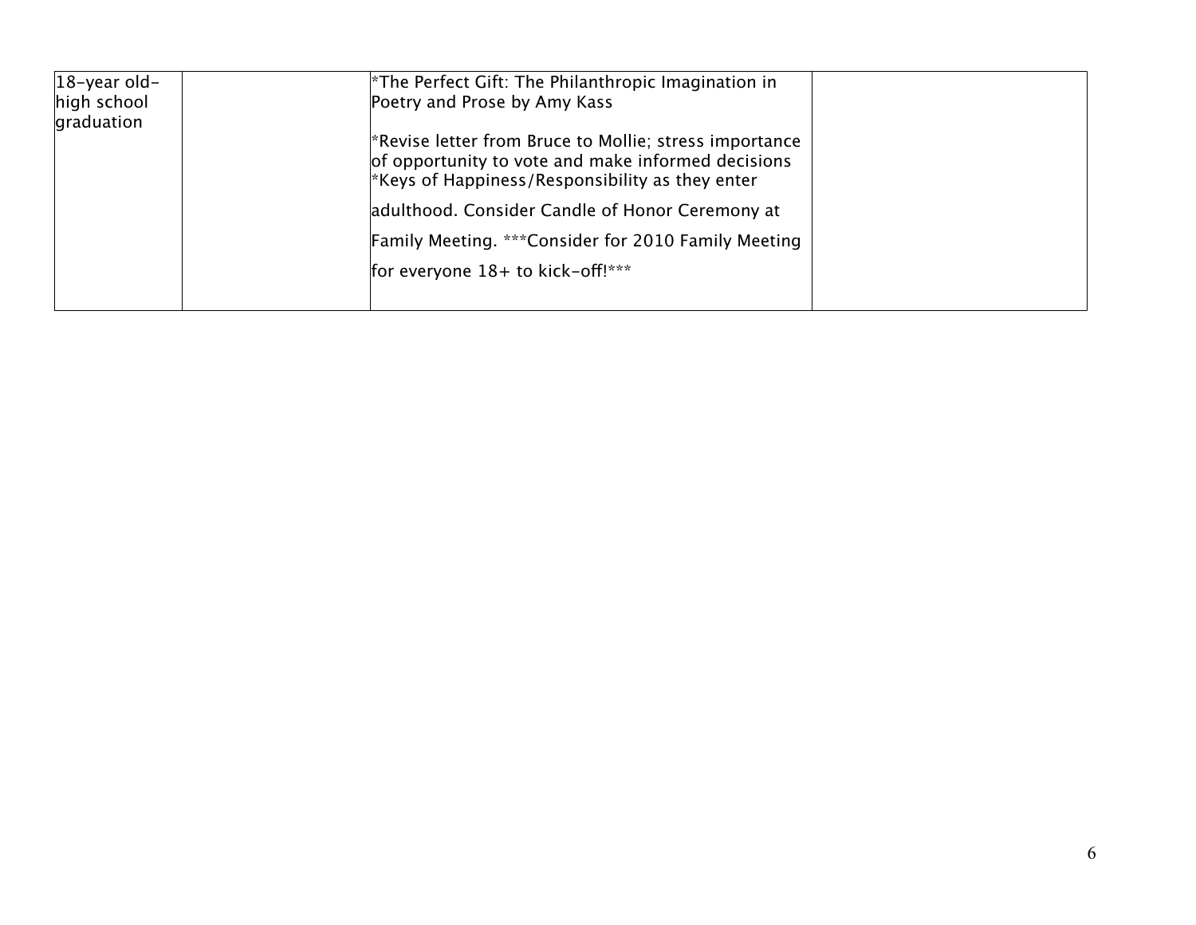| | | | |
|---|---|---|---|
| 18-year old-high school graduation | | *The Perfect Gift: The Philanthropic Imagination in Poetry and Prose by Amy Kass<br><br>*Revise letter from Bruce to Mollie; stress importance of opportunity to vote and make informed decisions<br>*Keys of Happiness/Responsibility as they enter adulthood. Consider Candle of Honor Ceremony at Family Meeting. ***Consider for 2010 Family Meeting for everyone 18+ to kick-off!*** | |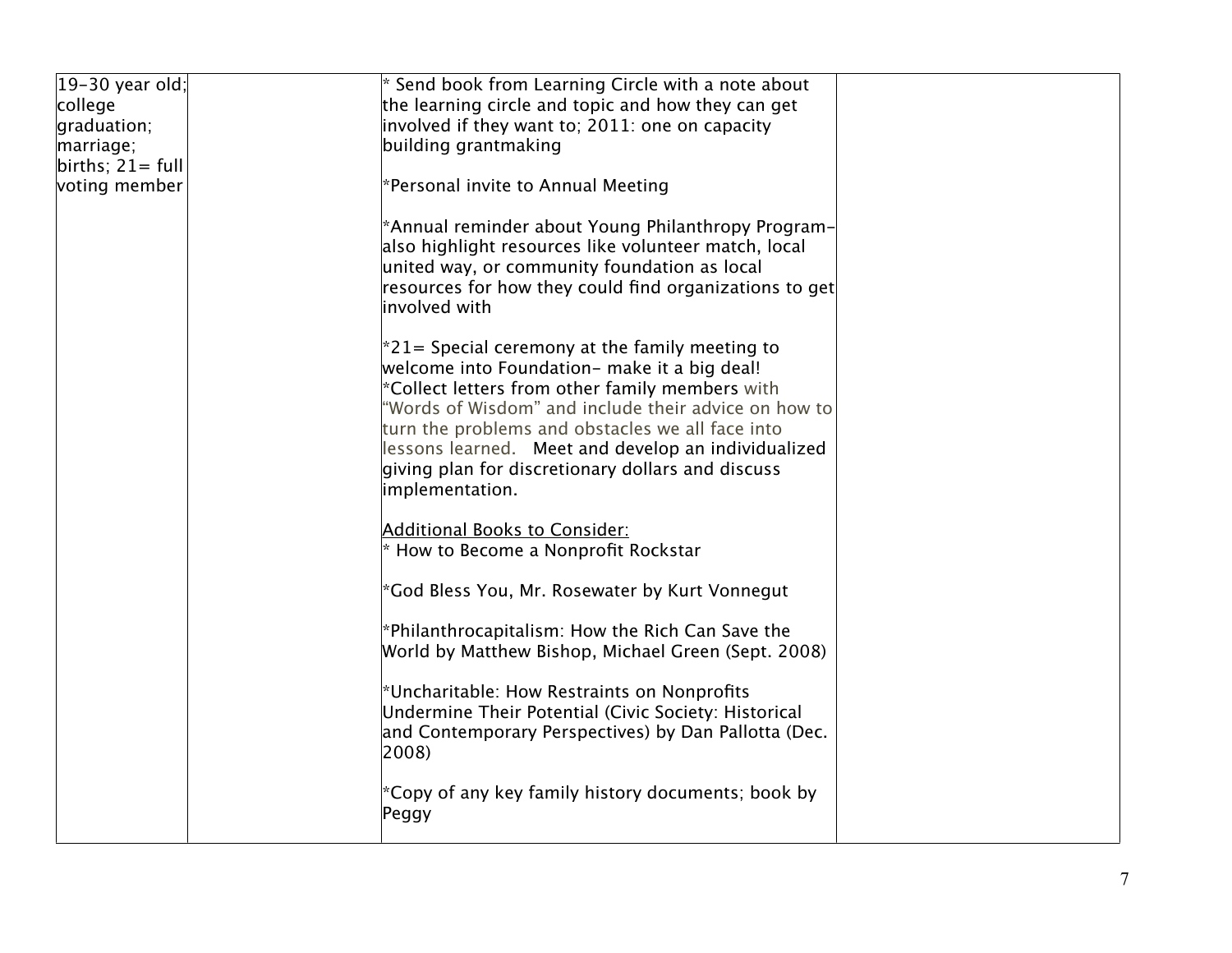| | | | |
|---|---|---|---|
| 19-30 year old; college graduation; marriage; births; 21= full voting member | | * Send book from Learning Circle with a note about the learning circle and topic and how they can get involved if they want to; 2011: one on capacity building grantmaking<br><br>*Personal invite to Annual Meeting<br><br>*Annual reminder about Young Philanthropy Program– also highlight resources like volunteer match, local united way, or community foundation as local resources for how they could find organizations to get involved with<br><br>*21= Special ceremony at the family meeting to welcome into Foundation– make it a big deal!<br>*Collect letters from other family members with "Words of Wisdom" and include their advice on how to turn the problems and obstacles we all face into lessons learned. Meet and develop an individualized giving plan for discretionary dollars and discuss implementation.<br><br><u>Additional Books to Consider:</u><br>* How to Become a Nonprofit Rockstar<br><br>*God Bless You, Mr. Rosewater by Kurt Vonnegut<br><br>*Philanthrocapitalism: How the Rich Can Save the World by Matthew Bishop, Michael Green (Sept. 2008)<br><br>*Uncharitable: How Restraints on Nonprofits Undermine Their Potential (Civic Society: Historical and Contemporary Perspectives) by Dan Pallotta (Dec. 2008)<br><br>*Copy of any key family history documents; book by Peggy | |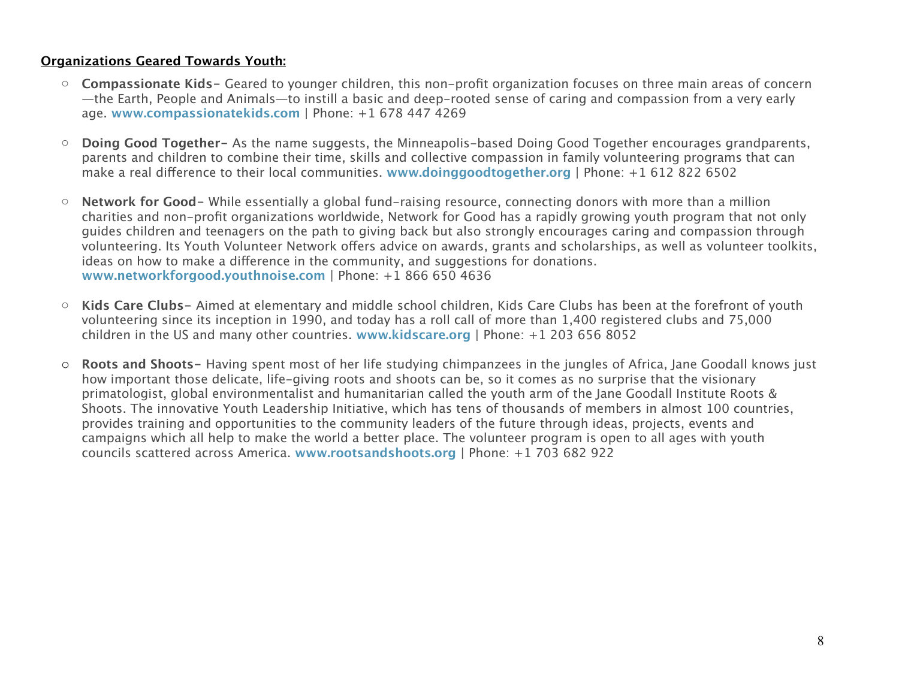**Organizations Geared Towards Youth:**

- **Compassionate Kids-** Geared to younger children, this non-profit organization focuses on three main areas of concern—the Earth, People and Animals—to instill a basic and deep-rooted sense of caring and compassion from a very early age. **www.compassionatekids.com** | Phone: +1 678 447 4269

- **Doing Good Together-** As the name suggests, the Minneapolis-based Doing Good Together encourages grandparents, parents and children to combine their time, skills and collective compassion in family volunteering programs that can make a real difference to their local communities. **www.doinggoodtogether.org** | Phone: +1 612 822 6502

- **Network for Good-** While essentially a global fund-raising resource, connecting donors with more than a million charities and non-profit organizations worldwide, Network for Good has a rapidly growing youth program that not only guides children and teenagers on the path to giving back but also strongly encourages caring and compassion through volunteering. Its Youth Volunteer Network offers advice on awards, grants and scholarships, as well as volunteer toolkits, ideas on how to make a difference in the community, and suggestions for donations. **www.networkforgood.youthnoise.com** | Phone: +1 866 650 4636

- **Kids Care Clubs-** Aimed at elementary and middle school children, Kids Care Clubs has been at the forefront of youth volunteering since its inception in 1990, and today has a roll call of more than 1,400 registered clubs and 75,000 children in the US and many other countries. **www.kidscare.org** | Phone: +1 203 656 8052

- **Roots and Shoots-** Having spent most of her life studying chimpanzees in the jungles of Africa, Jane Goodall knows just how important those delicate, life-giving roots and shoots can be, so it comes as no surprise that the visionary primatologist, global environmentalist and humanitarian called the youth arm of the Jane Goodall Institute Roots & Shoots. The innovative Youth Leadership Initiative, which has tens of thousands of members in almost 100 countries, provides training and opportunities to the community leaders of the future through ideas, projects, events and campaigns which all help to make the world a better place. The volunteer program is open to all ages with youth councils scattered across America. **www.rootsandshoots.org** | Phone: +1 703 682 922